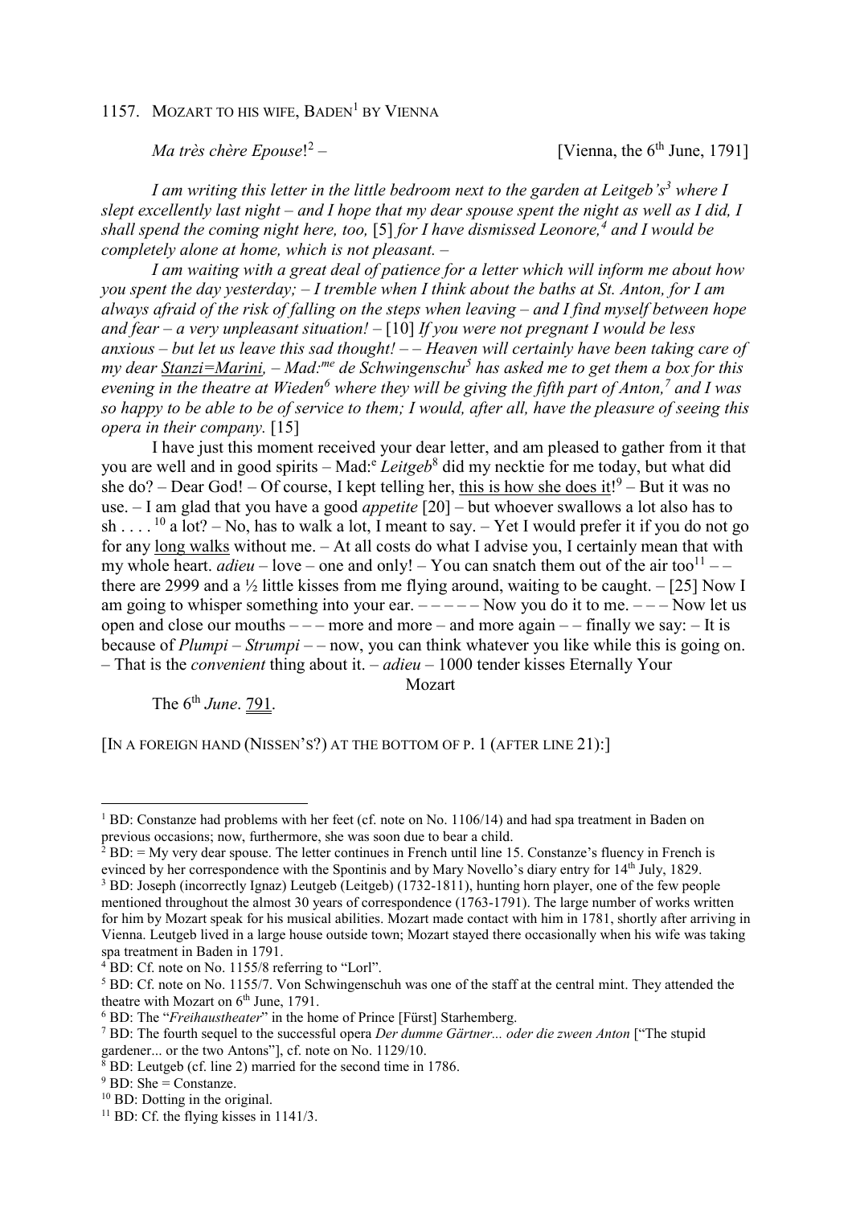1157. MOZART TO HIS WIFE, BADEN[1] BY VIENNA

*Ma très chère Epouse*![2] – [Vienna, the 6th June, 1791]

*I am writing this letter in the little bedroom next to the garden at Leitgeb's[3] where I slept excellently last night – and I hope that my dear spouse spent the night as well as I did, I shall spend the coming night here, too,* [5] *for I have dismissed Leonore,[4] and I would be completely alone at home, which is not pleasant. –*

*I am waiting with a great deal of patience for a letter which will inform me about how you spent the day yesterday; – I tremble when I think about the baths at St. Anton, for I am always afraid of the risk of falling on the steps when leaving – and I find myself between hope and fear – a very unpleasant situation! –* [10] *If you were not pregnant I would be less anxious – but let us leave this sad thought! – – Heaven will certainly have been taking care of my dear Stanzi=Marini, – Mad:me de Schwingenschu[5] has asked me to get them a box for this evening in the theatre at Wieden[6] where they will be giving the fifth part of Anton,[7] and I was so happy to be able to be of service to them; I would, after all, have the pleasure of seeing this opera in their company.* [15]

I have just this moment received your dear letter, and am pleased to gather from it that you are well and in good spirits – Mad:e *Leitgeb*[8] did my necktie for me today, but what did she do? – Dear God! – Of course, I kept telling her, this is how she does it![9] – But it was no use. – I am glad that you have a good *appetite* [20] – but whoever swallows a lot also has to sh . . . .[10] a lot? – No, has to walk a lot, I meant to say. – Yet I would prefer it if you do not go for any long walks without me. – At all costs do what I advise you, I certainly mean that with my whole heart. *adieu* – love – one and only! – You can snatch them out of the air too[11] – – there are 2999 and a ½ little kisses from me flying around, waiting to be caught. – [25] Now I am going to whisper something into your ear. – – – – – Now you do it to me. – – – Now let us open and close our mouths – – – more and more – and more again – – finally we say: – It is because of *Plumpi* – *Strumpi* – – now, you can think whatever you like while this is going on. – That is the *convenient* thing about it. – *adieu* – 1000 tender kisses Eternally Your

Mozart

The 6th *June*. 791.

[IN A FOREIGN HAND (NISSEN'S?) AT THE BOTTOM OF P. 1 (AFTER LINE 21):]

---

[1] BD: Constanze had problems with her feet (cf. note on No. 1106/14) and had spa treatment in Baden on previous occasions; now, furthermore, she was soon due to bear a child.

[2] BD: = My very dear spouse. The letter continues in French until line 15. Constanze's fluency in French is evinced by her correspondence with the Spontinis and by Mary Novello's diary entry for 14th July, 1829.

[3] BD: Joseph (incorrectly Ignaz) Leutgeb (Leitgeb) (1732-1811), hunting horn player, one of the few people mentioned throughout the almost 30 years of correspondence (1763-1791). The large number of works written for him by Mozart speak for his musical abilities. Mozart made contact with him in 1781, shortly after arriving in Vienna. Leutgeb lived in a large house outside town; Mozart stayed there occasionally when his wife was taking spa treatment in Baden in 1791.

[4] BD: Cf. note on No. 1155/8 referring to "Lorl".

[5] BD: Cf. note on No. 1155/7. Von Schwingenschuh was one of the staff at the central mint. They attended the theatre with Mozart on 6th June, 1791.

[6] BD: The "*Freihaustheater*" in the home of Prince [Fürst] Starhemberg.

[7] BD: The fourth sequel to the successful opera *Der dumme Gärtner... oder die zween Anton* ["The stupid gardener... or the two Antons"], cf. note on No. 1129/10.

[8] BD: Leutgeb (cf. line 2) married for the second time in 1786.

[9] BD: She = Constanze.

[10] BD: Dotting in the original.

[11] BD: Cf. the flying kisses in 1141/3.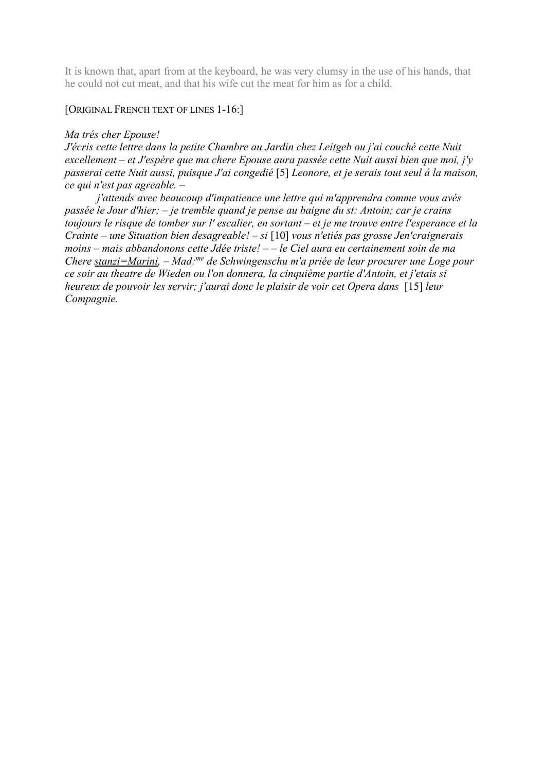It is known that, apart from at the keyboard, he was very clumsy in the use of his hands, that he could not cut meat, and that his wife cut the meat for him as for a child.

[ORIGINAL FRENCH TEXT OF LINES 1-16:]

*Ma trés cher Epouse!*
*J'écris cette lettre dans la petite Chambre au Jardin chez Leitgeb ou j'ai couché cette Nuit excellement – et J'espére que ma chere Epouse aura passée cette Nuit aussi bien que moi, j'y passerai cette Nuit aussi, puisque J'ai congedié* [5] *Leonore, et je serais tout seul á la maison, ce qui n'est pas agreable. –*

*j'attends avec beaucoup d'impatience une lettre qui m'apprendra comme vous avés passée le Jour d'hier; – je tremble quand je pense au baigne du st: Antoin; car je crains toujours le risque de tomber sur l' escalier, en sortant – et je me trouve entre l'esperance et la Crainte – une Situation bien desagreable! – si* [10] *vous n'etiés pas grosse Jen'craignerais moins – mais abbandonons cette Jdée triste! – – le Ciel aura eu certainement soin de ma Chere stanzi=Marini, – Mad:me de Schwingenschu m'a priée de leur procurer une Loge pour ce soir au theatre de Wieden ou l'on donnera, la cinquième partie d'Antoin, et j'etais si heureux de pouvoir les servir; j'aurai donc le plaisir de voir cet Opera dans* [15] *leur Compagnie.*